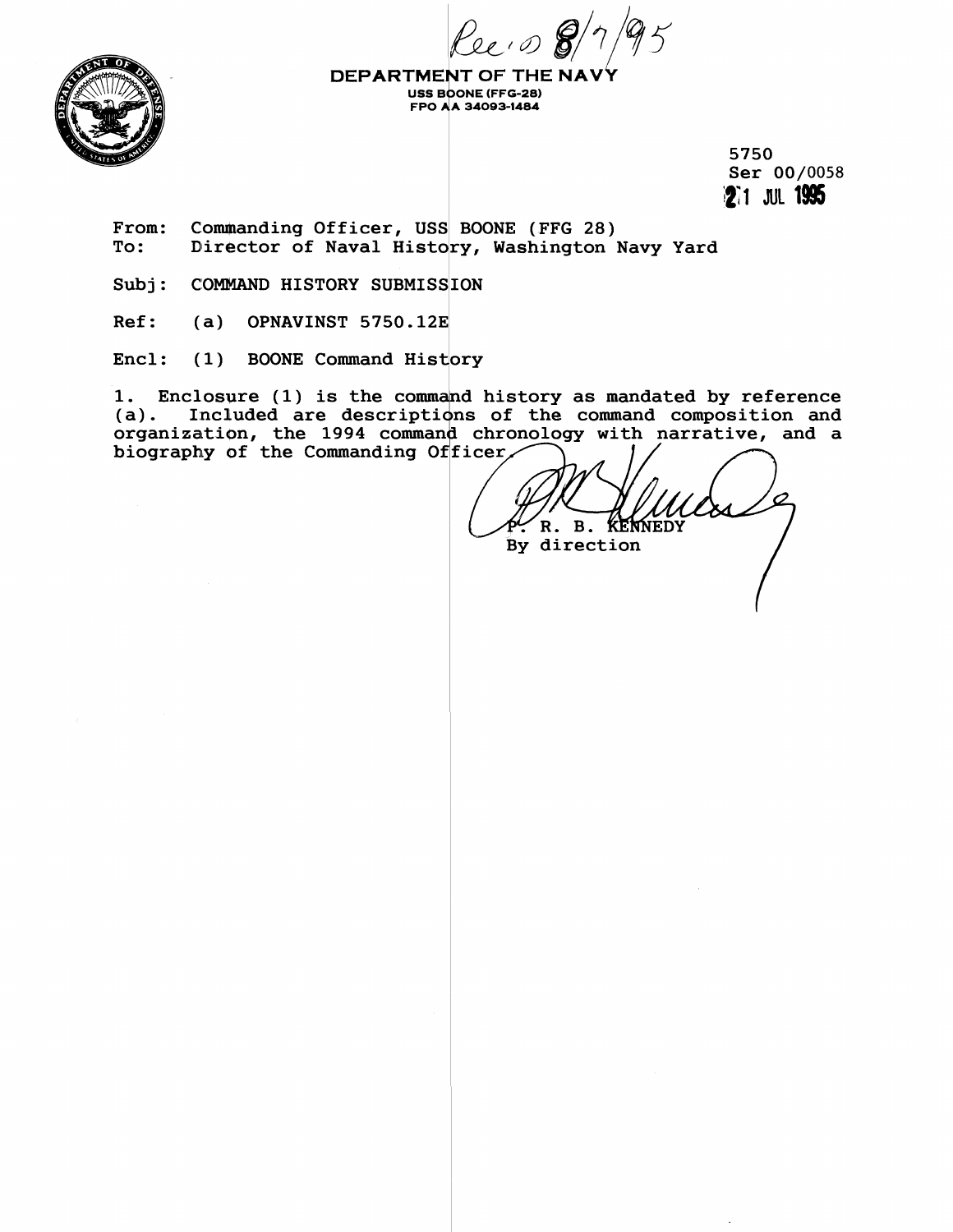Rec'd 8/7/95

**DEPARTMENT OF THE NAVY**
**USS BOONE (FFG-28)**
**FPO AA 34093-1484**

5750
Ser 00/0058
21 JUL 1995

From: Commanding Officer, USS BOONE (FFG 28)
To: Director of Naval History, Washington Navy Yard

Subj: COMMAND HISTORY SUBMISSION

Ref: (a) OPNAVINST 5750.12E

Encl: (1) BOONE Command History

1. Enclosure (1) is the command history as mandated by reference (a). Included are descriptions of the command composition and organization, the 1994 command chronology with narrative, and a biography of the Commanding Officer.

P. R. B. KENNEDY
By direction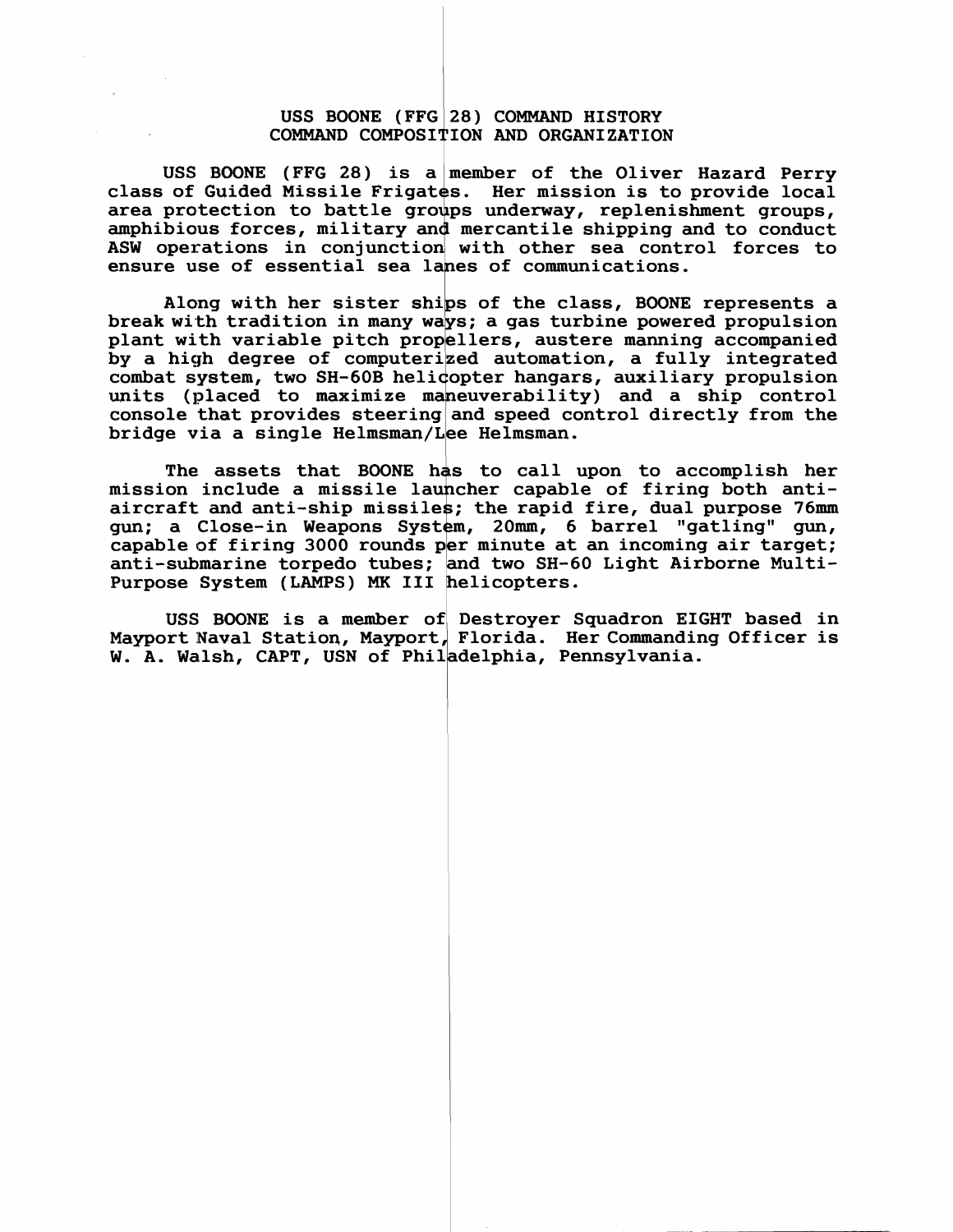# USS BOONE (FFG 28) COMMAND HISTORY
## COMMAND COMPOSITION AND ORGANIZATION

USS BOONE (FFG 28) is a member of the Oliver Hazard Perry class of Guided Missile Frigates. Her mission is to provide local area protection to battle groups underway, replenishment groups, amphibious forces, military and mercantile shipping and to conduct ASW operations in conjunction with other sea control forces to ensure use of essential sea lanes of communications.

Along with her sister ships of the class, BOONE represents a break with tradition in many ways; a gas turbine powered propulsion plant with variable pitch propellers, austere manning accompanied by a high degree of computerized automation, a fully integrated combat system, two SH-60B helicopter hangars, auxiliary propulsion units (placed to maximize maneuverability) and a ship control console that provides steering and speed control directly from the bridge via a single Helmsman/Lee Helmsman.

The assets that BOONE has to call upon to accomplish her mission include a missile launcher capable of firing both anti-aircraft and anti-ship missiles; the rapid fire, dual purpose 76mm gun; a Close-in Weapons System, 20mm, 6 barrel "gatling" gun, capable of firing 3000 rounds per minute at an incoming air target; anti-submarine torpedo tubes; and two SH-60 Light Airborne Multi-Purpose System (LAMPS) MK III helicopters.

USS BOONE is a member of Destroyer Squadron EIGHT based in Mayport Naval Station, Mayport, Florida. Her Commanding Officer is W. A. Walsh, CAPT, USN of Philadelphia, Pennsylvania.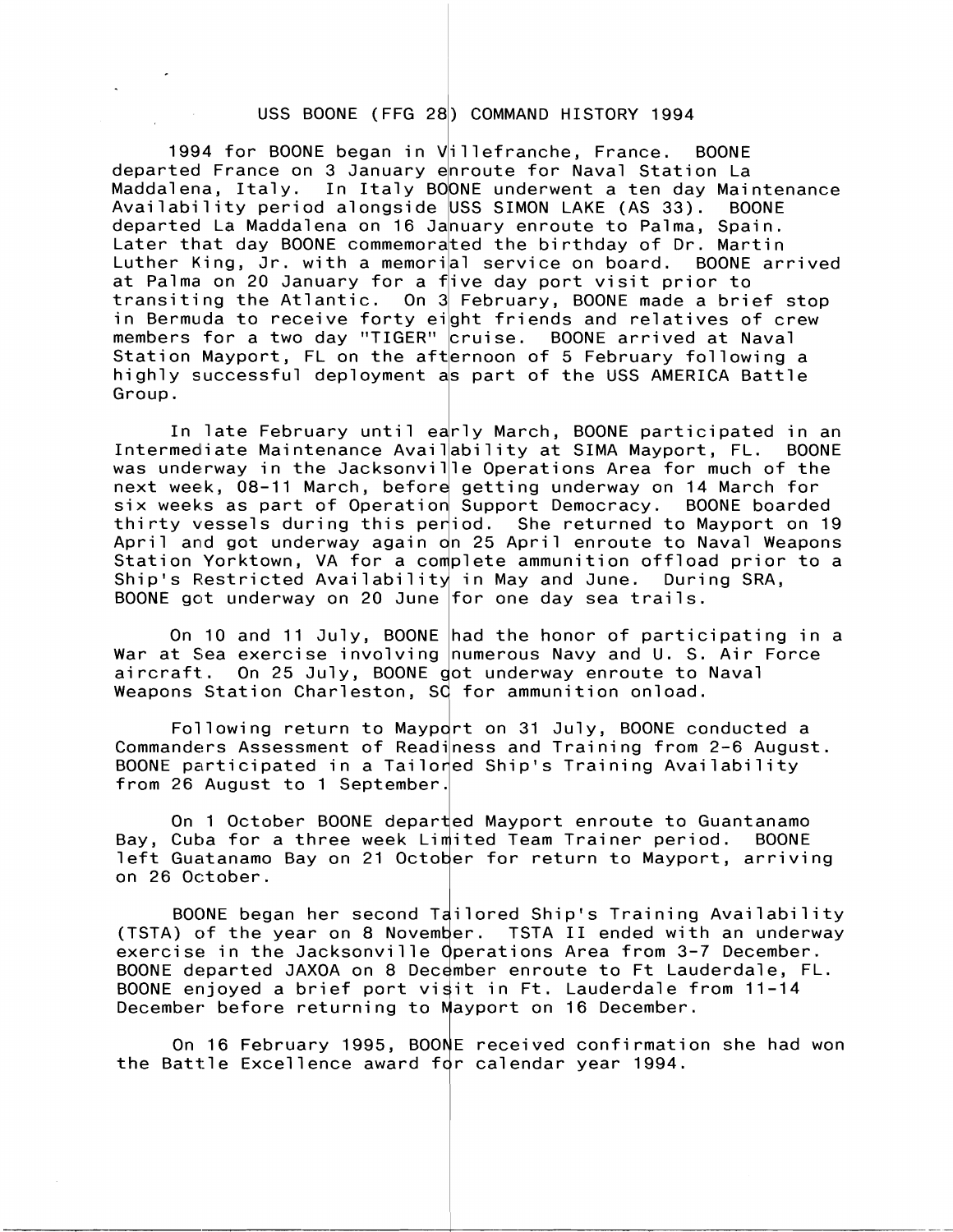# USS BOONE (FFG 28) COMMAND HISTORY 1994

1994 for BOONE began in Villefranche, France. BOONE departed France on 3 January enroute for Naval Station La Maddalena, Italy. In Italy BOONE underwent a ten day Maintenance Availability period alongside USS SIMON LAKE (AS 33). BOONE departed La Maddalena on 16 January enroute to Palma, Spain. Later that day BOONE commemorated the birthday of Dr. Martin Luther King, Jr. with a memorial service on board. BOONE arrived at Palma on 20 January for a five day port visit prior to transiting the Atlantic. On 3 February, BOONE made a brief stop in Bermuda to receive forty eight friends and relatives of crew members for a two day "TIGER" cruise. BOONE arrived at Naval Station Mayport, FL on the afternoon of 5 February following a highly successful deployment as part of the USS AMERICA Battle Group.

In late February until early March, BOONE participated in an Intermediate Maintenance Availability at SIMA Mayport, FL. BOONE was underway in the Jacksonville Operations Area for much of the next week, 08-11 March, before getting underway on 14 March for six weeks as part of Operation Support Democracy. BOONE boarded thirty vessels during this period. She returned to Mayport on 19 April and got underway again on 25 April enroute to Naval Weapons Station Yorktown, VA for a complete ammunition offload prior to a Ship's Restricted Availability in May and June. During SRA, BOONE got underway on 20 June for one day sea trails.

On 10 and 11 July, BOONE had the honor of participating in a War at Sea exercise involving numerous Navy and U. S. Air Force aircraft. On 25 July, BOONE got underway enroute to Naval Weapons Station Charleston, SC for ammunition onload.

Following return to Mayport on 31 July, BOONE conducted a Commanders Assessment of Readiness and Training from 2-6 August. BOONE participated in a Tailored Ship's Training Availability from 26 August to 1 September.

On 1 October BOONE departed Mayport enroute to Guantanamo Bay, Cuba for a three week Limited Team Trainer period. BOONE left Guatanamo Bay on 21 October for return to Mayport, arriving on 26 October.

BOONE began her second Tailored Ship's Training Availability (TSTA) of the year on 8 November. TSTA II ended with an underway exercise in the Jacksonville Operations Area from 3-7 December. BOONE departed JAXOA on 8 December enroute to Ft Lauderdale, FL. BOONE enjoyed a brief port visit in Ft. Lauderdale from 11-14 December before returning to Mayport on 16 December.

On 16 February 1995, BOONE received confirmation she had won the Battle Excellence award for calendar year 1994.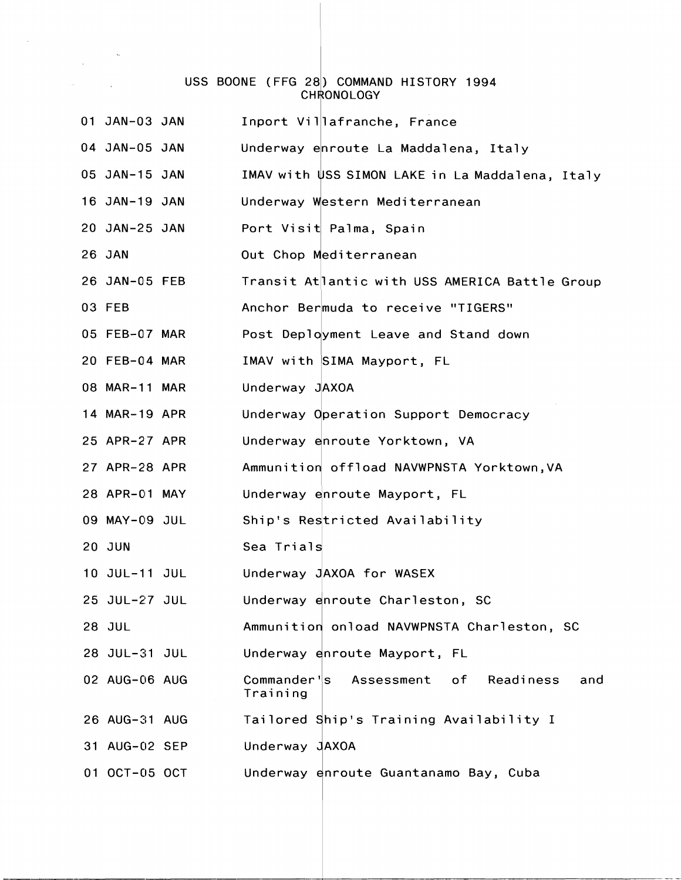# USS BOONE (FFG 28) COMMAND HISTORY 1994
## CHRONOLOGY

| | |
|---|---|
| 01 JAN-03 JAN | Inport Villafranche, France |
| 04 JAN-05 JAN | Underway enroute La Maddalena, Italy |
| 05 JAN-15 JAN | IMAV with USS SIMON LAKE in La Maddalena, Italy |
| 16 JAN-19 JAN | Underway Western Mediterranean |
| 20 JAN-25 JAN | Port Visit Palma, Spain |
| 26 JAN | Out Chop Mediterranean |
| 26 JAN-05 FEB | Transit Atlantic with USS AMERICA Battle Group |
| 03 FEB | Anchor Bermuda to receive "TIGERS" |
| 05 FEB-07 MAR | Post Deployment Leave and Stand down |
| 20 FEB-04 MAR | IMAV with SIMA Mayport, FL |
| 08 MAR-11 MAR | Underway JAXOA |
| 14 MAR-19 APR | Underway Operation Support Democracy |
| 25 APR-27 APR | Underway enroute Yorktown, VA |
| 27 APR-28 APR | Ammunition offload NAVWPNSTA Yorktown,VA |
| 28 APR-01 MAY | Underway enroute Mayport, FL |
| 09 MAY-09 JUL | Ship's Restricted Availability |
| 20 JUN | Sea Trials |
| 10 JUL-11 JUL | Underway JAXOA for WASEX |
| 25 JUL-27 JUL | Underway enroute Charleston, SC |
| 28 JUL | Ammunition onload NAVWPNSTA Charleston, SC |
| 28 JUL-31 JUL | Underway enroute Mayport, FL |
| 02 AUG-06 AUG | Commander's Assessment of Readiness and Training |
| 26 AUG-31 AUG | Tailored Ship's Training Availability I |
| 31 AUG-02 SEP | Underway JAXOA |
| 01 OCT-05 OCT | Underway enroute Guantanamo Bay, Cuba |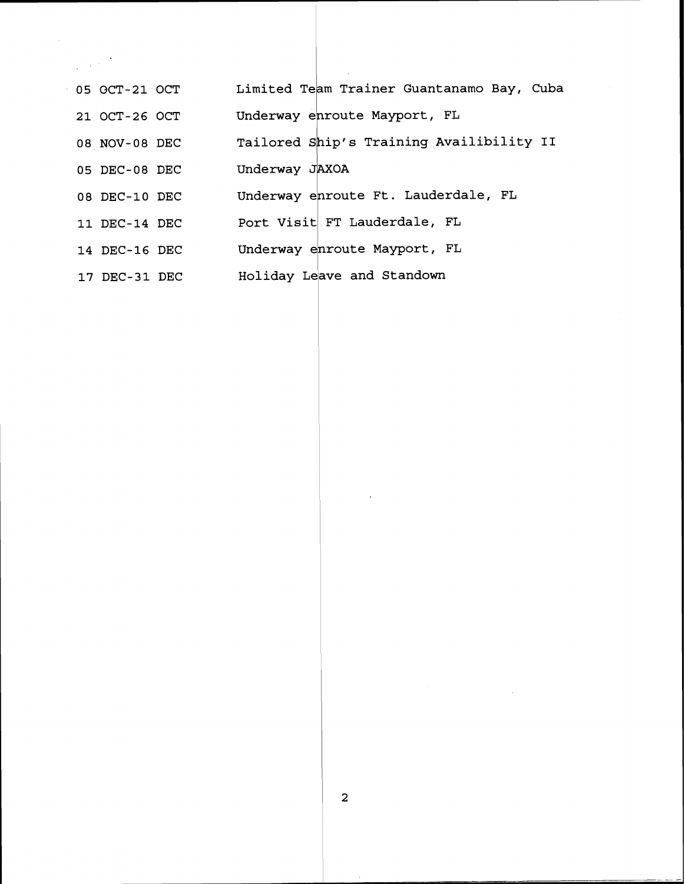| | |
|---|---|
| 05 OCT-21 OCT | Limited Team Trainer Guantanamo Bay, Cuba |
| 21 OCT-26 OCT | Underway enroute Mayport, FL |
| 08 NOV-08 DEC | Tailored Ship's Training Availibility II |
| 05 DEC-08 DEC | Underway JAXOA |
| 08 DEC-10 DEC | Underway enroute Ft. Lauderdale, FL |
| 11 DEC-14 DEC | Port Visit FT Lauderdale, FL |
| 14 DEC-16 DEC | Underway enroute Mayport, FL |
| 17 DEC-31 DEC | Holiday Leave and Standown |